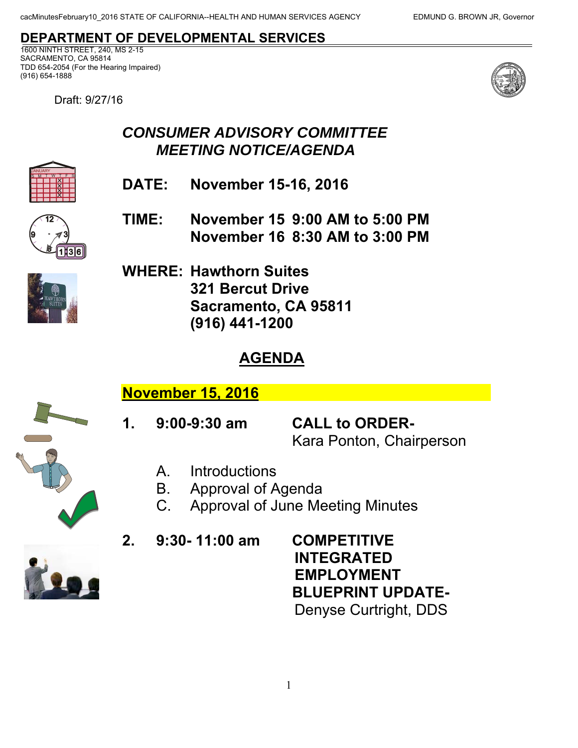cacMinutesFebruary10_2016 STATE OF CALIFORNIA--HEALTH AND HUMAN SERVICES AGENCY EDMUND G. BROWN JR, Governor

# DEPARTMENT OF DEVELOPMENTAL SERVICES

1600 NINTH STREET, 240, MS 2-15
SACRAMENTO, CA 95814
TDD 654-2054 (For the Hearing Impaired)
(916) 654-1888

Draft: 9/27/16

## *CONSUMER ADVISORY COMMITTEE MEETING NOTICE/AGENDA*

**DATE: November 15-16, 2016**

**TIME: November 15 9:00 AM to 5:00 PM**
**November 16 8:30 AM to 3:00 PM**

**WHERE: Hawthorn Suites**
**321 Bercut Drive**
**Sacramento, CA 95811**
**(916) 441-1200**

## AGENDA

### November 15, 2016

**1. 9:00-9:30 am CALL to ORDER-**
Kara Ponton, Chairperson

A. Introductions
B. Approval of Agenda
C. Approval of June Meeting Minutes

**2. 9:30- 11:00 am COMPETITIVE INTEGRATED EMPLOYMENT BLUEPRINT UPDATE-**
Denyse Curtright, DDS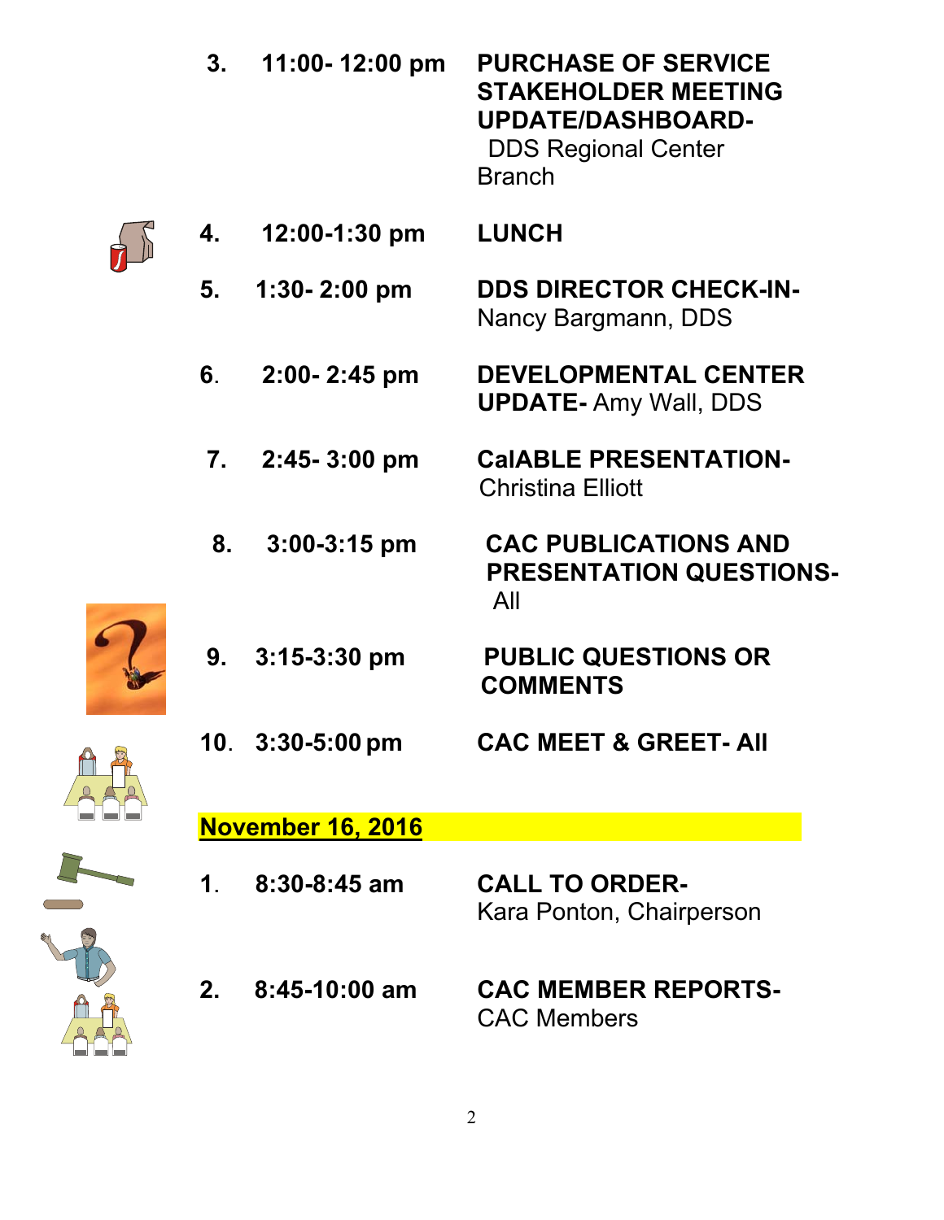3. **11:00- 12:00 pm** **PURCHASE OF SERVICE STAKEHOLDER MEETING UPDATE/DASHBOARD-** DDS Regional Center Branch

4. **12:00-1:30 pm** **LUNCH**

5. **1:30- 2:00 pm** **DDS DIRECTOR CHECK-IN-** Nancy Bargmann, DDS

6. **2:00- 2:45 pm** **DEVELOPMENTAL CENTER UPDATE-** Amy Wall, DDS

7. **2:45- 3:00 pm** **CalABLE PRESENTATION-** Christina Elliott

8. **3:00-3:15 pm** **CAC PUBLICATIONS AND PRESENTATION QUESTIONS-** All

9. **3:15-3:30 pm** **PUBLIC QUESTIONS OR COMMENTS**

10. **3:30-5:00 pm** **CAC MEET & GREET- All**

## November 16, 2016

1. **8:30-8:45 am** **CALL TO ORDER-** Kara Ponton, Chairperson

2. **8:45-10:00 am** **CAC MEMBER REPORTS-** CAC Members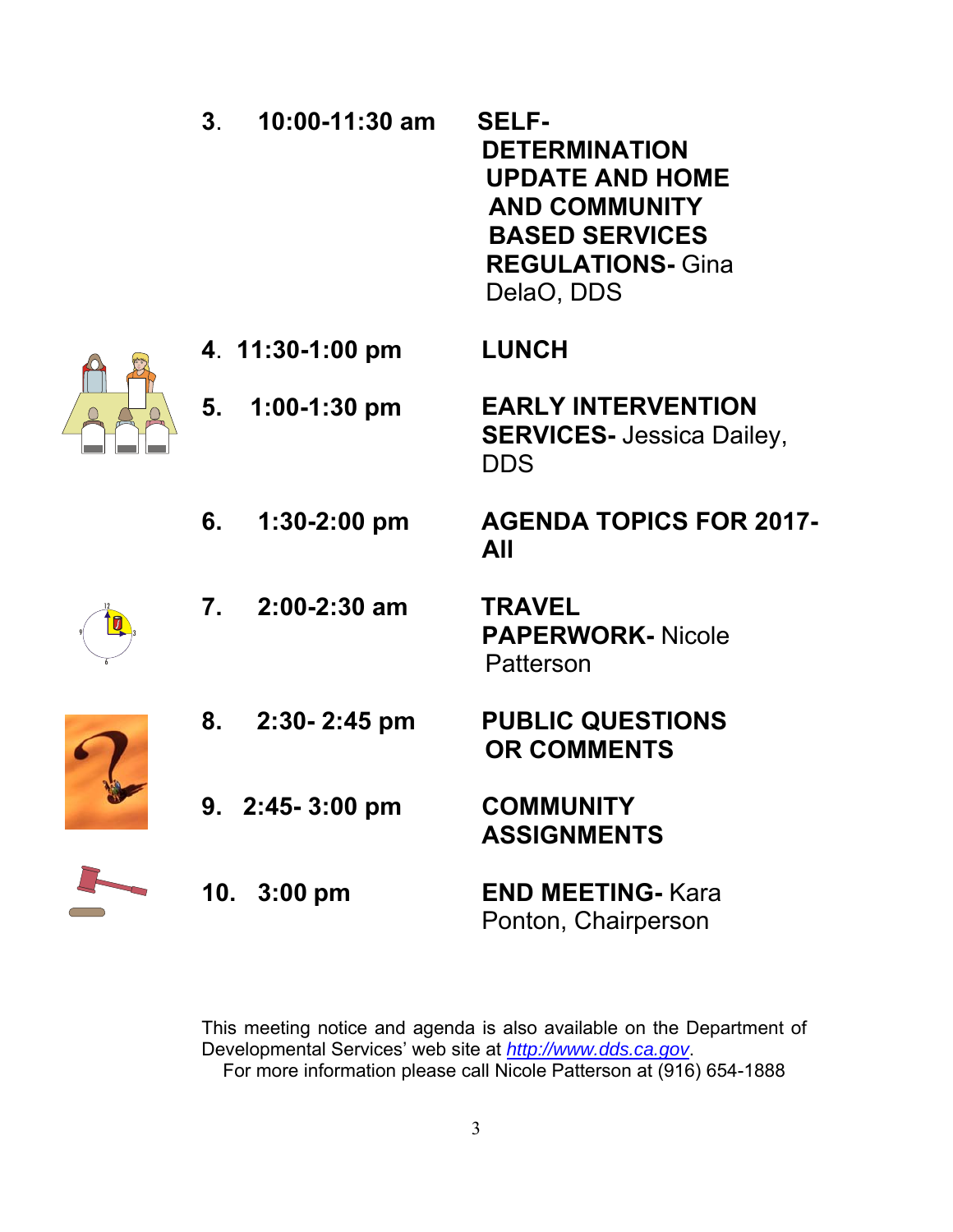| | | |
|---|---|---|
| 3. | **10:00-11:30 am** | **SELF-DETERMINATION UPDATE AND HOME AND COMMUNITY BASED SERVICES REGULATIONS-** Gina DelaO, DDS |
| 4. | **11:30-1:00 pm** | **LUNCH** |
| 5. | **1:00-1:30 pm** | **EARLY INTERVENTION SERVICES-** Jessica Dailey, DDS |
| 6. | **1:30-2:00 pm** | **AGENDA TOPICS FOR 2017-All** |
| 7. | **2:00-2:30 am** | **TRAVEL PAPERWORK-** Nicole Patterson |
| 8. | **2:30- 2:45 pm** | **PUBLIC QUESTIONS OR COMMENTS** |
| 9. | **2:45- 3:00 pm** | **COMMUNITY ASSIGNMENTS** |
| 10. | **3:00 pm** | **END MEETING-** Kara Ponton, Chairperson |

This meeting notice and agenda is also available on the Department of Developmental Services' web site at [http://www.dds.ca.gov](http://www.dds.ca.gov).
For more information please call Nicole Patterson at (916) 654-1888